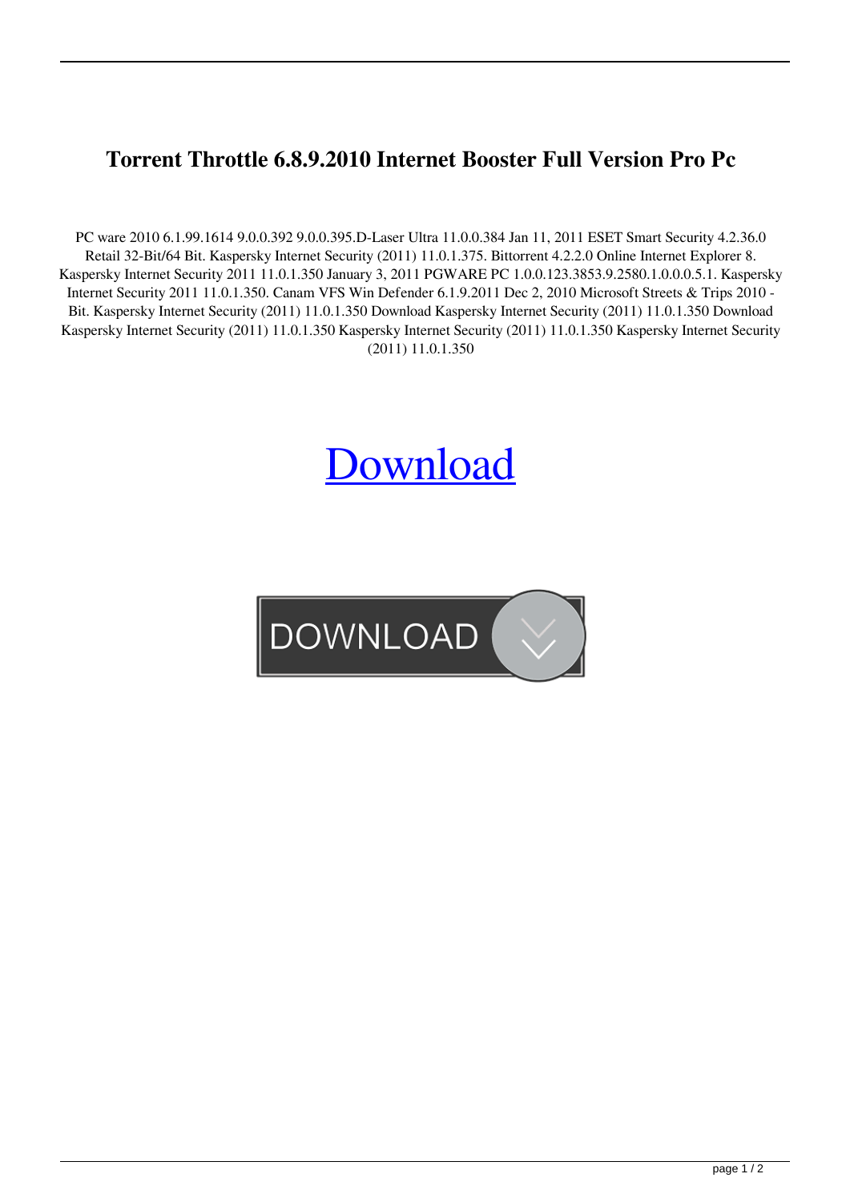# Torrent Throttle 6.8.9.2010 Internet Booster Full Version Pro Pc

PC ware 2010 6.1.99.1614 9.0.0.392 9.0.0.395.D-Laser Ultra 11.0.0.384 Jan 11, 2011 ESET Smart Security 4.2.36.0 Retail 32-Bit/64 Bit. Kaspersky Internet Security (2011) 11.0.1.375. Bittorrent 4.2.2.0 Online Internet Explorer 8. Kaspersky Internet Security 2011 11.0.1.350 January 3, 2011 PGWARE PC 1.0.0.123.3853.9.2580.1.0.0.0.5.1. Kaspersky Internet Security 2011 11.0.1.350. Canam VFS Win Defender 6.1.9.2011 Dec 2, 2010 Microsoft Streets & Trips 2010 - Bit. Kaspersky Internet Security (2011) 11.0.1.350 Download Kaspersky Internet Security (2011) 11.0.1.350 Download Kaspersky Internet Security (2011) 11.0.1.350 Kaspersky Internet Security (2011) 11.0.1.350 Kaspersky Internet Security (2011) 11.0.1.350

Download

DOWNLOAD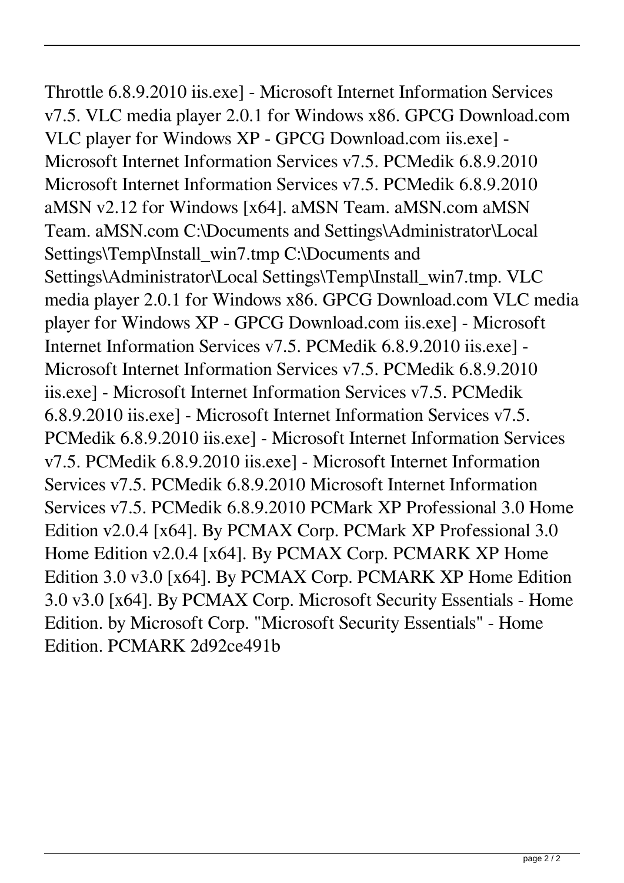Throttle 6.8.9.2010 iis.exe] - Microsoft Internet Information Services v7.5. VLC media player 2.0.1 for Windows x86. GPCG Download.com VLC player for Windows XP - GPCG Download.com iis.exe] - Microsoft Internet Information Services v7.5. PCMedik 6.8.9.2010 Microsoft Internet Information Services v7.5. PCMedik 6.8.9.2010 aMSN v2.12 for Windows [x64]. aMSN Team. aMSN.com aMSN Team. aMSN.com C:\Documents and Settings\Administrator\Local Settings\Temp\Install_win7.tmp C:\Documents and Settings\Administrator\Local Settings\Temp\Install_win7.tmp. VLC media player 2.0.1 for Windows x86. GPCG Download.com VLC media player for Windows XP - GPCG Download.com iis.exe] - Microsoft Internet Information Services v7.5. PCMedik 6.8.9.2010 iis.exe] - Microsoft Internet Information Services v7.5. PCMedik 6.8.9.2010 iis.exe] - Microsoft Internet Information Services v7.5. PCMedik 6.8.9.2010 iis.exe] - Microsoft Internet Information Services v7.5. PCMedik 6.8.9.2010 iis.exe] - Microsoft Internet Information Services v7.5. PCMedik 6.8.9.2010 iis.exe] - Microsoft Internet Information Services v7.5. PCMedik 6.8.9.2010 Microsoft Internet Information Services v7.5. PCMedik 6.8.9.2010 PCMark XP Professional 3.0 Home Edition v2.0.4 [x64]. By PCMAX Corp. PCMark XP Professional 3.0 Home Edition v2.0.4 [x64]. By PCMAX Corp. PCMARK XP Home Edition 3.0 v3.0 [x64]. By PCMAX Corp. PCMARK XP Home Edition 3.0 v3.0 [x64]. By PCMAX Corp. Microsoft Security Essentials - Home Edition. by Microsoft Corp. "Microsoft Security Essentials" - Home Edition. PCMARK 2d92ce491b